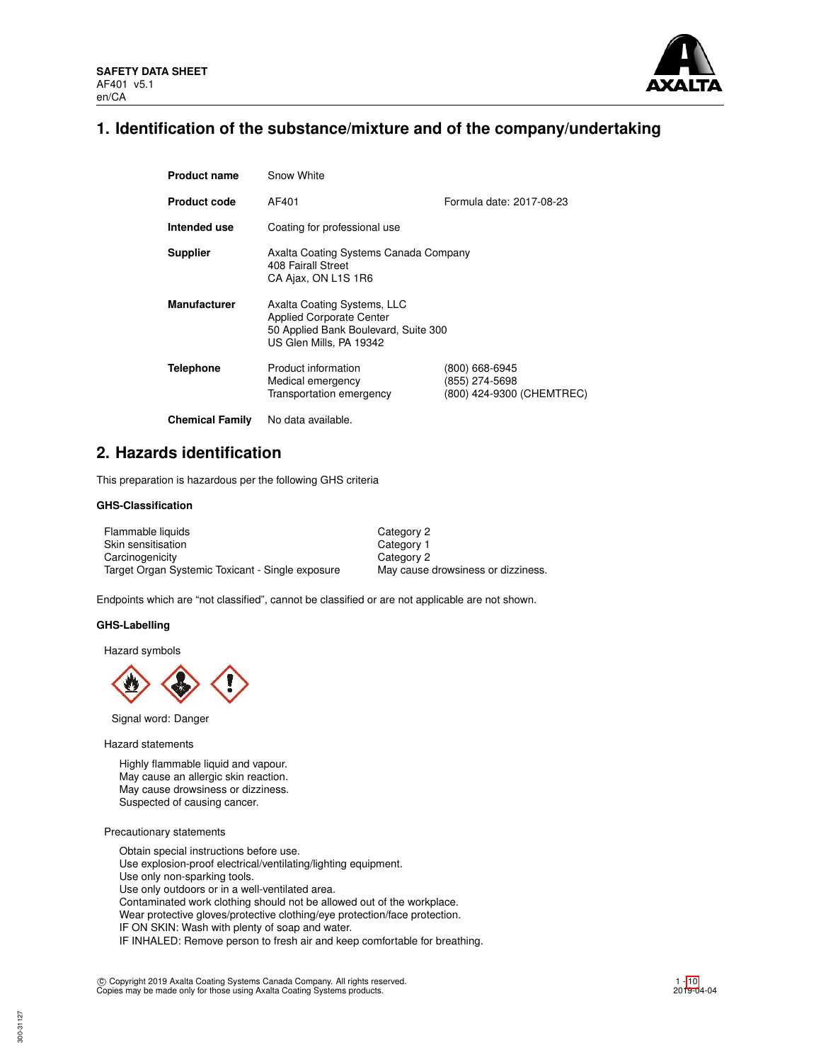SAFETY DATA SHEET
AF401 v5.1
en/CA

# 1. Identification of the substance/mixture and of the company/undertaking

| | | |
|---|---|---|
| **Product name** | Snow White | |
| **Product code** | AF401 | Formula date: 2017-08-23 |
| **Intended use** | Coating for professional use | |
| **Supplier** | Axalta Coating Systems Canada Company<br>408 Fairall Street<br>CA Ajax, ON L1S 1R6 | |
| **Manufacturer** | Axalta Coating Systems, LLC<br>Applied Corporate Center<br>50 Applied Bank Boulevard, Suite 300<br>US Glen Mills, PA 19342 | |
| **Telephone** | Product information<br>Medical emergency<br>Transportation emergency | (800) 668-6945<br>(855) 274-5698<br>(800) 424-9300 (CHEMTREC) |
| **Chemical Family** | No data available. | |

# 2. Hazards identification

This preparation is hazardous per the following GHS criteria

### GHS-Classification

| | |
|---|---|
| Flammable liquids | Category 2 |
| Skin sensitisation | Category 1 |
| Carcinogenicity | Category 2 |
| Target Organ Systemic Toxicant - Single exposure | May cause drowsiness or dizziness. |

Endpoints which are “not classified”, cannot be classified or are not applicable are not shown.

### GHS-Labelling

Hazard symbols

Signal word: Danger

Hazard statements

Highly flammable liquid and vapour.
May cause an allergic skin reaction.
May cause drowsiness or dizziness.
Suspected of causing cancer.

Precautionary statements

Obtain special instructions before use.
Use explosion-proof electrical/ventilating/lighting equipment.
Use only non-sparking tools.
Use only outdoors or in a well-ventilated area.
Contaminated work clothing should not be allowed out of the workplace.
Wear protective gloves/protective clothing/eye protection/face protection.
IF ON SKIN: Wash with plenty of soap and water.
IF INHALED: Remove person to fresh air and keep comfortable for breathing.

© Copyright 2019 Axalta Coating Systems Canada Company. All rights reserved.
Copies may be made only for those using Axalta Coating Systems products.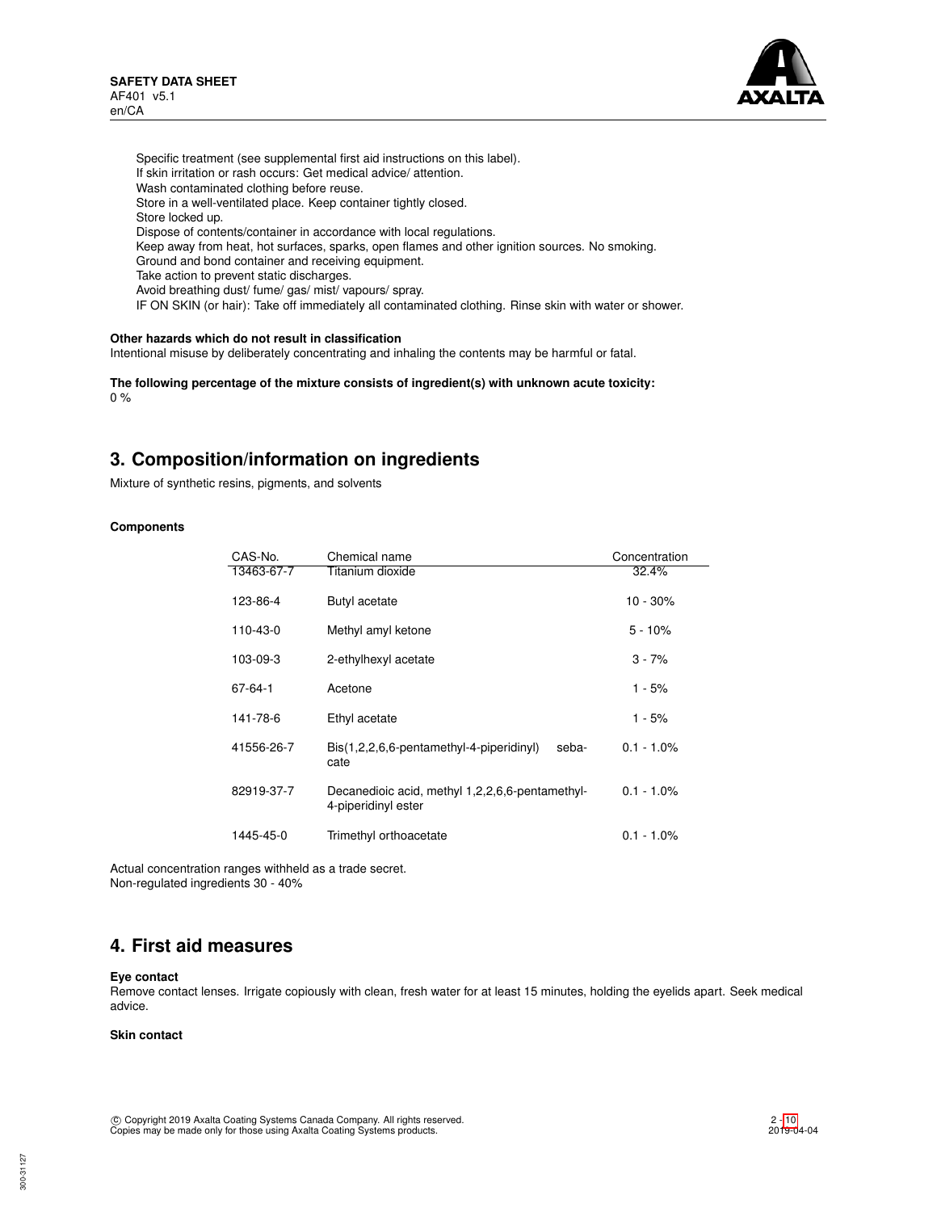Specific treatment (see supplemental first aid instructions on this label).
If skin irritation or rash occurs: Get medical advice/ attention.
Wash contaminated clothing before reuse.
Store in a well-ventilated place. Keep container tightly closed.
Store locked up.
Dispose of contents/container in accordance with local regulations.
Keep away from heat, hot surfaces, sparks, open flames and other ignition sources. No smoking.
Ground and bond container and receiving equipment.
Take action to prevent static discharges.
Avoid breathing dust/ fume/ gas/ mist/ vapours/ spray.
IF ON SKIN (or hair): Take off immediately all contaminated clothing. Rinse skin with water or shower.

**Other hazards which do not result in classification**
Intentional misuse by deliberately concentrating and inhaling the contents may be harmful or fatal.

**The following percentage of the mixture consists of ingredient(s) with unknown acute toxicity:**
0 %

## 3. Composition/information on ingredients

Mixture of synthetic resins, pigments, and solvents

**Components**

| CAS-No. | Chemical name | Concentration |
|---|---|---|
| 13463-67-7 | Titanium dioxide | 32.4% |
| 123-86-4 | Butyl acetate | 10 - 30% |
| 110-43-0 | Methyl amyl ketone | 5 - 10% |
| 103-09-3 | 2-ethylhexyl acetate | 3 - 7% |
| 67-64-1 | Acetone | 1 - 5% |
| 141-78-6 | Ethyl acetate | 1 - 5% |
| 41556-26-7 | Bis(1,2,2,6,6-pentamethyl-4-piperidinyl) sebacate | 0.1 - 1.0% |
| 82919-37-7 | Decanedioic acid, methyl 1,2,2,6,6-pentamethyl-4-piperidinyl ester | 0.1 - 1.0% |
| 1445-45-0 | Trimethyl orthoacetate | 0.1 - 1.0% |

Actual concentration ranges withheld as a trade secret.
Non-regulated ingredients 30 - 40%

## 4. First aid measures

**Eye contact**
Remove contact lenses. Irrigate copiously with clean, fresh water for at least 15 minutes, holding the eyelids apart. Seek medical advice.

**Skin contact**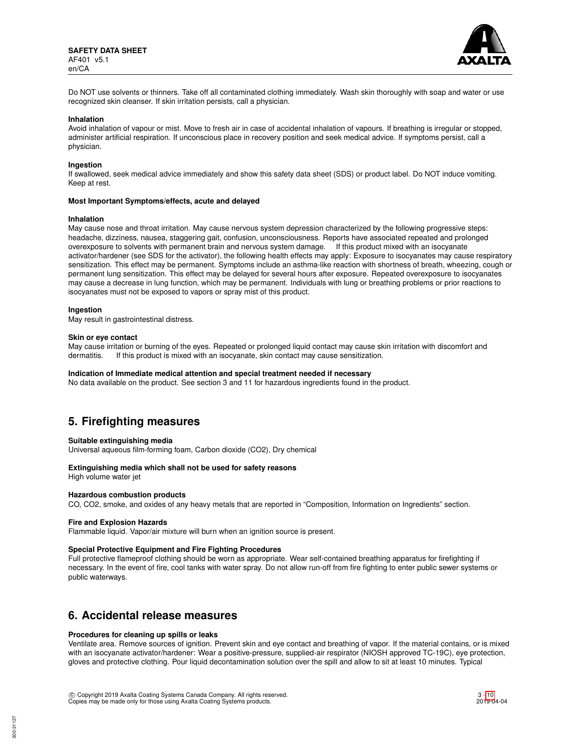Do NOT use solvents or thinners. Take off all contaminated clothing immediately. Wash skin thoroughly with soap and water or use recognized skin cleanser. If skin irritation persists, call a physician.

**Inhalation**
Avoid inhalation of vapour or mist. Move to fresh air in case of accidental inhalation of vapours. If breathing is irregular or stopped, administer artificial respiration. If unconscious place in recovery position and seek medical advice. If symptoms persist, call a physician.

**Ingestion**
If swallowed, seek medical advice immediately and show this safety data sheet (SDS) or product label. Do NOT induce vomiting. Keep at rest.

**Most Important Symptoms/effects, acute and delayed**

**Inhalation**
May cause nose and throat irritation. May cause nervous system depression characterized by the following progressive steps: headache, dizziness, nausea, staggering gait, confusion, unconsciousness. Reports have associated repeated and prolonged overexposure to solvents with permanent brain and nervous system damage. If this product mixed with an isocyanate activator/hardener (see SDS for the activator), the following health effects may apply: Exposure to isocyanates may cause respiratory sensitization. This effect may be permanent. Symptoms include an asthma-like reaction with shortness of breath, wheezing, cough or permanent lung sensitization. This effect may be delayed for several hours after exposure. Repeated overexposure to isocyanates may cause a decrease in lung function, which may be permanent. Individuals with lung or breathing problems or prior reactions to isocyanates must not be exposed to vapors or spray mist of this product.

**Ingestion**
May result in gastrointestinal distress.

**Skin or eye contact**
May cause irritation or burning of the eyes. Repeated or prolonged liquid contact may cause skin irritation with discomfort and dermatitis. If this product is mixed with an isocyanate, skin contact may cause sensitization.

**Indication of Immediate medical attention and special treatment needed if necessary**
No data available on the product. See section 3 and 11 for hazardous ingredients found in the product.

## 5. Firefighting measures

**Suitable extinguishing media**
Universal aqueous film-forming foam, Carbon dioxide ($CO_2$), Dry chemical

**Extinguishing media which shall not be used for safety reasons**
High volume water jet

**Hazardous combustion products**
CO, $CO_2$, smoke, and oxides of any heavy metals that are reported in "Composition, Information on Ingredients" section.

**Fire and Explosion Hazards**
Flammable liquid. Vapor/air mixture will burn when an ignition source is present.

**Special Protective Equipment and Fire Fighting Procedures**
Full protective flameproof clothing should be worn as appropriate. Wear self-contained breathing apparatus for firefighting if necessary. In the event of fire, cool tanks with water spray. Do not allow run-off from fire fighting to enter public sewer systems or public waterways.

## 6. Accidental release measures

**Procedures for cleaning up spills or leaks**
Ventilate area. Remove sources of ignition. Prevent skin and eye contact and breathing of vapor. If the material contains, or is mixed with an isocyanate activator/hardener: Wear a positive-pressure, supplied-air respirator (NIOSH approved TC-19C), eye protection, gloves and protective clothing. Pour liquid decontamination solution over the spill and allow to sit at least 10 minutes. Typical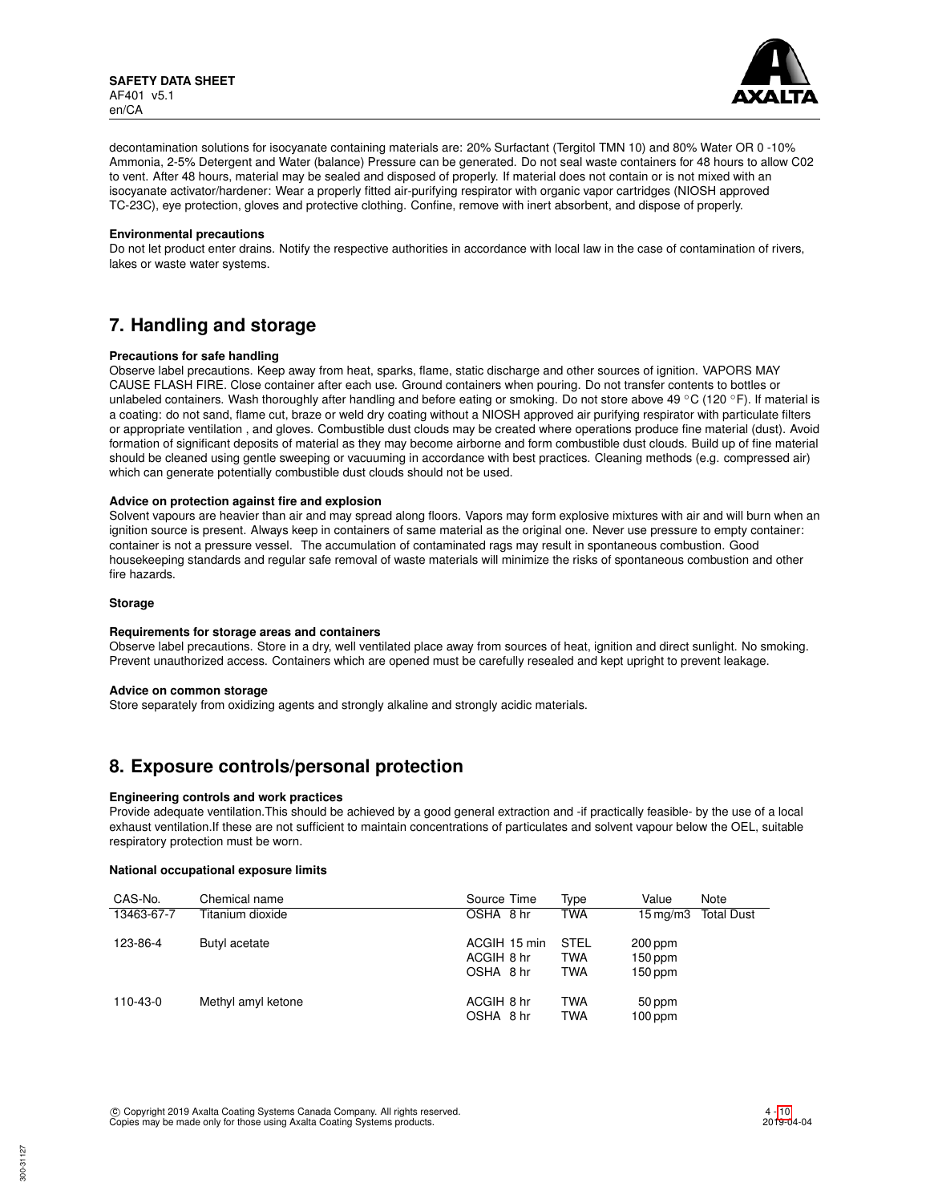decontamination solutions for isocyanate containing materials are: 20% Surfactant (Tergitol TMN 10) and 80% Water OR 0 -10% Ammonia, 2-5% Detergent and Water (balance) Pressure can be generated. Do not seal waste containers for 48 hours to allow C02 to vent. After 48 hours, material may be sealed and disposed of properly. If material does not contain or is not mixed with an isocyanate activator/hardener: Wear a properly fitted air-purifying respirator with organic vapor cartridges (NIOSH approved TC-23C), eye protection, gloves and protective clothing. Confine, remove with inert absorbent, and dispose of properly.

**Environmental precautions**
Do not let product enter drains. Notify the respective authorities in accordance with local law in the case of contamination of rivers, lakes or waste water systems.

## 7. Handling and storage

**Precautions for safe handling**
Observe label precautions. Keep away from heat, sparks, flame, static discharge and other sources of ignition. VAPORS MAY CAUSE FLASH FIRE. Close container after each use. Ground containers when pouring. Do not transfer contents to bottles or unlabeled containers. Wash thoroughly after handling and before eating or smoking. Do not store above 49 °C (120 °F). If material is a coating: do not sand, flame cut, braze or weld dry coating without a NIOSH approved air purifying respirator with particulate filters or appropriate ventilation , and gloves. Combustible dust clouds may be created where operations produce fine material (dust). Avoid formation of significant deposits of material as they may become airborne and form combustible dust clouds. Build up of fine material should be cleaned using gentle sweeping or vacuuming in accordance with best practices. Cleaning methods (e.g. compressed air) which can generate potentially combustible dust clouds should not be used.

**Advice on protection against fire and explosion**
Solvent vapours are heavier than air and may spread along floors. Vapors may form explosive mixtures with air and will burn when an ignition source is present. Always keep in containers of same material as the original one. Never use pressure to empty container: container is not a pressure vessel. The accumulation of contaminated rags may result in spontaneous combustion. Good housekeeping standards and regular safe removal of waste materials will minimize the risks of spontaneous combustion and other fire hazards.

**Storage**

**Requirements for storage areas and containers**
Observe label precautions. Store in a dry, well ventilated place away from sources of heat, ignition and direct sunlight. No smoking. Prevent unauthorized access. Containers which are opened must be carefully resealed and kept upright to prevent leakage.

**Advice on common storage**
Store separately from oxidizing agents and strongly alkaline and strongly acidic materials.

## 8. Exposure controls/personal protection

**Engineering controls and work practices**
Provide adequate ventilation.This should be achieved by a good general extraction and -if practically feasible- by the use of a local exhaust ventilation.If these are not sufficient to maintain concentrations of particulates and solvent vapour below the OEL, suitable respiratory protection must be worn.

**National occupational exposure limits**

| CAS-No. | Chemical name | Source | Time | Type | Value | Note |
|---|---|---|---|---|---|---|
| 13463-67-7 | Titanium dioxide | OSHA | 8 hr | TWA | 15 mg/m3 | Total Dust |
| 123-86-4 | Butyl acetate | ACGIH | 15 min | STEL | 200 ppm | |
| | | ACGIH | 8 hr | TWA | 150 ppm | |
| | | OSHA | 8 hr | TWA | 150 ppm | |
| 110-43-0 | Methyl amyl ketone | ACGIH | 8 hr | TWA | 50 ppm | |
| | | OSHA | 8 hr | TWA | 100 ppm | |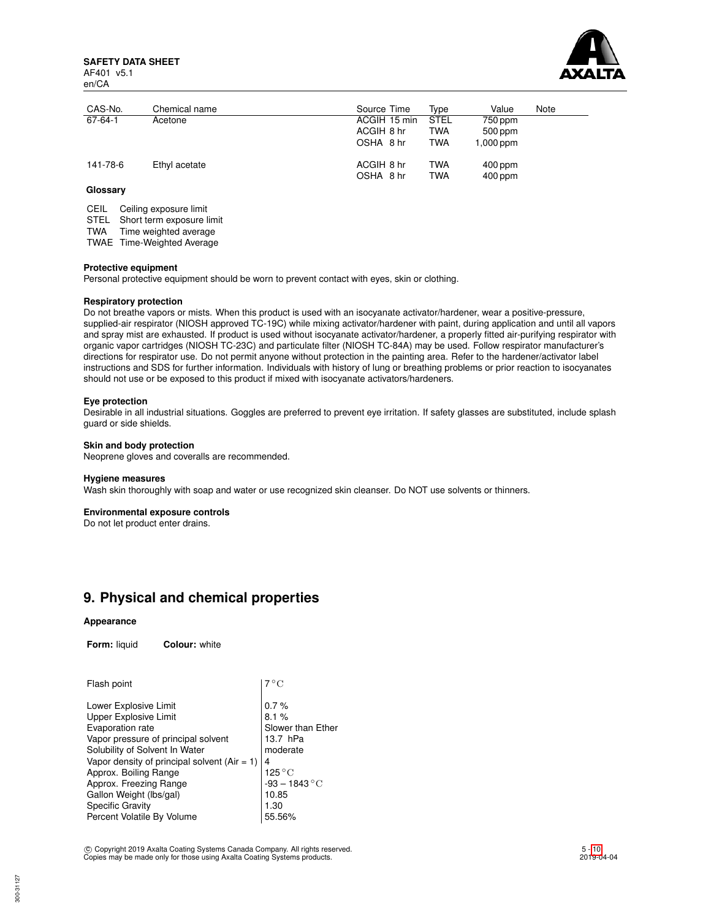| CAS-No. | Chemical name | Source | Time | Type | Value | Note |
|---|---|---|---|---|---|---|
| 67-64-1 | Acetone | ACGIH | 15 min | STEL | 750 ppm | |
| | | ACGIH | 8 hr | TWA | 500 ppm | |
| | | OSHA | 8 hr | TWA | 1,000 ppm | |
| 141-78-6 | Ethyl acetate | ACGIH | 8 hr | TWA | 400 ppm | |
| | | OSHA | 8 hr | TWA | 400 ppm | |

**Glossary**

CEIL Ceiling exposure limit
STEL Short term exposure limit
TWA Time weighted average
TWAE Time-Weighted Average

**Protective equipment**
Personal protective equipment should be worn to prevent contact with eyes, skin or clothing.

**Respiratory protection**
Do not breathe vapors or mists. When this product is used with an isocyanate activator/hardener, wear a positive-pressure, supplied-air respirator (NIOSH approved TC-19C) while mixing activator/hardener with paint, during application and until all vapors and spray mist are exhausted. If product is used without isocyanate activator/hardener, a properly fitted air-purifying respirator with organic vapor cartridges (NIOSH TC-23C) and particulate filter (NIOSH TC-84A) may be used. Follow respirator manufacturer's directions for respirator use. Do not permit anyone without protection in the painting area. Refer to the hardener/activator label instructions and SDS for further information. Individuals with history of lung or breathing problems or prior reaction to isocyanates should not use or be exposed to this product if mixed with isocyanate activators/hardeners.

**Eye protection**
Desirable in all industrial situations. Goggles are preferred to prevent eye irritation. If safety glasses are substituted, include splash guard or side shields.

**Skin and body protection**
Neoprene gloves and coveralls are recommended.

**Hygiene measures**
Wash skin thoroughly with soap and water or use recognized skin cleanser. Do NOT use solvents or thinners.

**Environmental exposure controls**
Do not let product enter drains.

## 9. Physical and chemical properties

**Appearance**

**Form:** liquid **Colour:** white

| | |
|---|---|
| Flash point | 7 °C |
| Lower Explosive Limit | 0.7 % |
| Upper Explosive Limit | 8.1 % |
| Evaporation rate | Slower than Ether |
| Vapor pressure of principal solvent | 13.7 hPa |
| Solubility of Solvent In Water | moderate |
| Vapor density of principal solvent (Air = 1) | 4 |
| Approx. Boiling Range | 125 °C |
| Approx. Freezing Range | -93 – 1843 °C |
| Gallon Weight (lbs/gal) | 10.85 |
| Specific Gravity | 1.30 |
| Percent Volatile By Volume | 55.56% |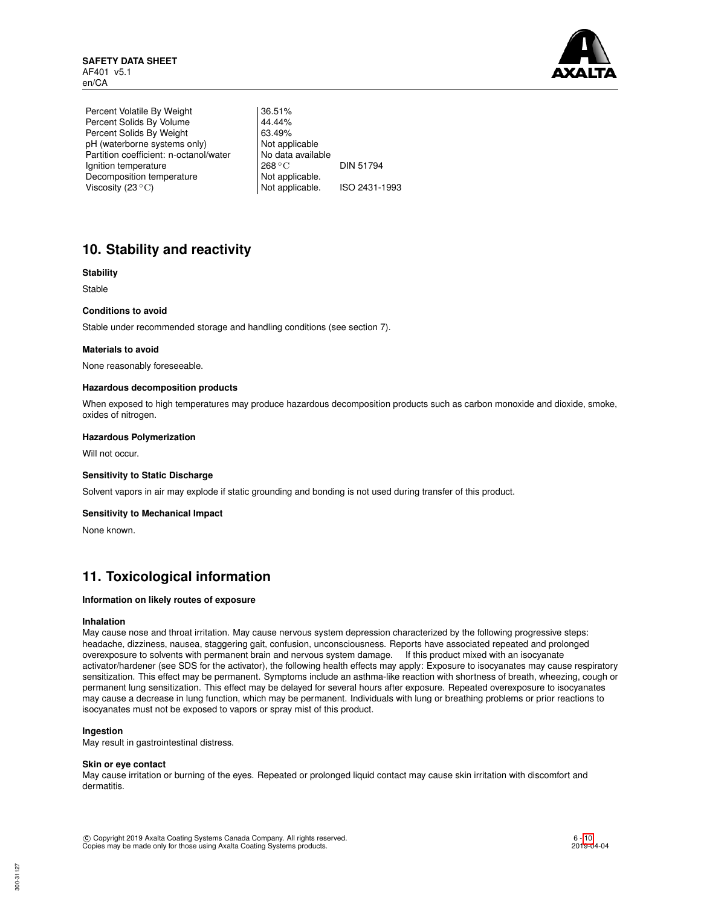| | | |
|---|---|---|
| Percent Volatile By Weight | 36.51% | |
| Percent Solids By Volume | 44.44% | |
| Percent Solids By Weight | 63.49% | |
| pH (waterborne systems only) | Not applicable | |
| Partition coefficient: n-octanol/water | No data available | |
| Ignition temperature | 268 °C | DIN 51794 |
| Decomposition temperature | Not applicable. | |
| Viscosity (23 °C) | Not applicable. | ISO 2431-1993 |

## 10. Stability and reactivity

**Stability**

Stable

**Conditions to avoid**

Stable under recommended storage and handling conditions (see section 7).

**Materials to avoid**

None reasonably foreseeable.

**Hazardous decomposition products**

When exposed to high temperatures may produce hazardous decomposition products such as carbon monoxide and dioxide, smoke, oxides of nitrogen.

**Hazardous Polymerization**

Will not occur.

**Sensitivity to Static Discharge**

Solvent vapors in air may explode if static grounding and bonding is not used during transfer of this product.

**Sensitivity to Mechanical Impact**

None known.

## 11. Toxicological information

**Information on likely routes of exposure**

**Inhalation**
May cause nose and throat irritation. May cause nervous system depression characterized by the following progressive steps: headache, dizziness, nausea, staggering gait, confusion, unconsciousness. Reports have associated repeated and prolonged overexposure to solvents with permanent brain and nervous system damage. If this product mixed with an isocyanate activator/hardener (see SDS for the activator), the following health effects may apply: Exposure to isocyanates may cause respiratory sensitization. This effect may be permanent. Symptoms include an asthma-like reaction with shortness of breath, wheezing, cough or permanent lung sensitization. This effect may be delayed for several hours after exposure. Repeated overexposure to isocyanates may cause a decrease in lung function, which may be permanent. Individuals with lung or breathing problems or prior reactions to isocyanates must not be exposed to vapors or spray mist of this product.

**Ingestion**
May result in gastrointestinal distress.

**Skin or eye contact**
May cause irritation or burning of the eyes. Repeated or prolonged liquid contact may cause skin irritation with discomfort and dermatitis.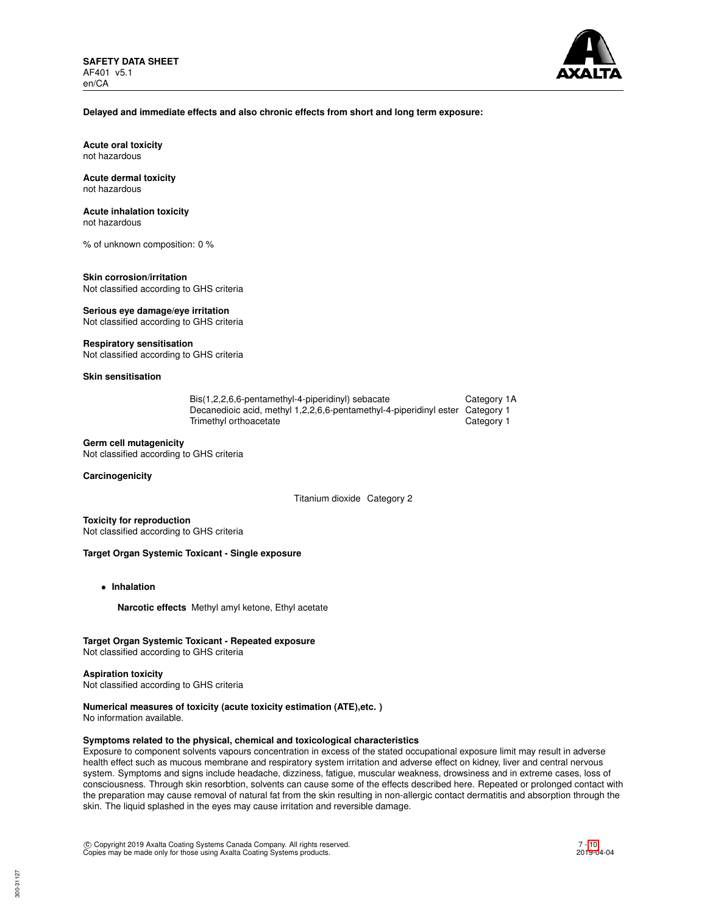**Delayed and immediate effects and also chronic effects from short and long term exposure:**

**Acute oral toxicity**
not hazardous

**Acute dermal toxicity**
not hazardous

**Acute inhalation toxicity**
not hazardous

% of unknown composition: 0 %

**Skin corrosion/irritation**
Not classified according to GHS criteria

**Serious eye damage/eye irritation**
Not classified according to GHS criteria

**Respiratory sensitisation**
Not classified according to GHS criteria

**Skin sensitisation**

| | |
|---|---|
| Bis(1,2,2,6,6-pentamethyl-4-piperidinyl) sebacate | Category 1A |
| Decanedioic acid, methyl 1,2,2,6,6-pentamethyl-4-piperidinyl ester | Category 1 |
| Trimethyl orthoacetate | Category 1 |

**Germ cell mutagenicity**
Not classified according to GHS criteria

**Carcinogenicity**

| | |
|---|---|
| Titanium dioxide | Category 2 |

**Toxicity for reproduction**
Not classified according to GHS criteria

**Target Organ Systemic Toxicant - Single exposure**

- **Inhalation**

  **Narcotic effects** Methyl amyl ketone, Ethyl acetate

**Target Organ Systemic Toxicant - Repeated exposure**
Not classified according to GHS criteria

**Aspiration toxicity**
Not classified according to GHS criteria

**Numerical measures of toxicity (acute toxicity estimation (ATE),etc. )**
No information available.

**Symptoms related to the physical, chemical and toxicological characteristics**
Exposure to component solvents vapours concentration in excess of the stated occupational exposure limit may result in adverse health effect such as mucous membrane and respiratory system irritation and adverse effect on kidney, liver and central nervous system. Symptoms and signs include headache, dizziness, fatigue, muscular weakness, drowsiness and in extreme cases, loss of consciousness. Through skin resorbtion, solvents can cause some of the effects described here. Repeated or prolonged contact with the preparation may cause removal of natural fat from the skin resulting in non-allergic contact dermatitis and absorption through the skin. The liquid splashed in the eyes may cause irritation and reversible damage.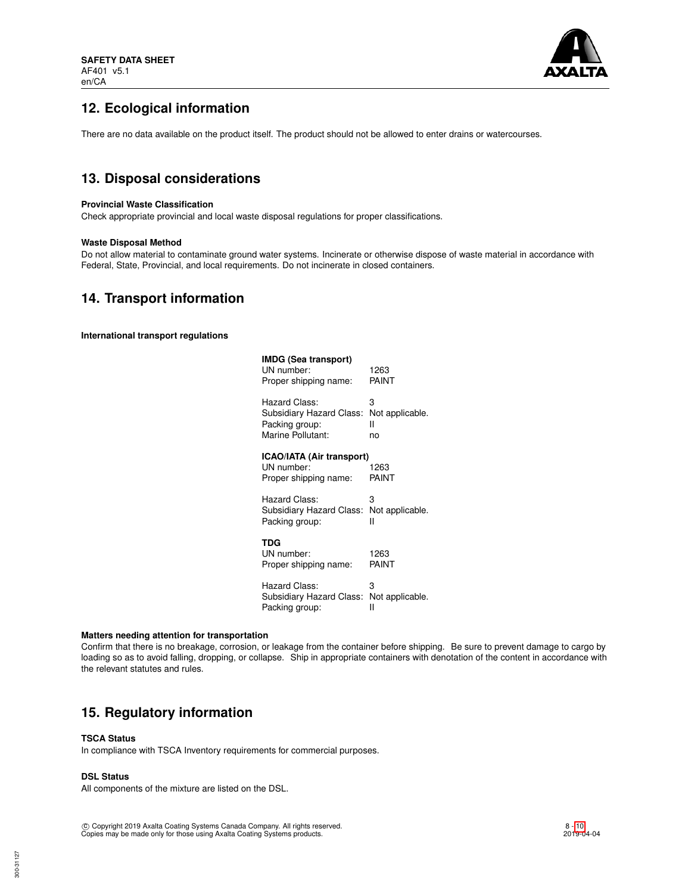## 12. Ecological information

There are no data available on the product itself. The product should not be allowed to enter drains or watercourses.

## 13. Disposal considerations

**Provincial Waste Classification**

Check appropriate provincial and local waste disposal regulations for proper classifications.

**Waste Disposal Method**

Do not allow material to contaminate ground water systems. Incinerate or otherwise dispose of waste material in accordance with Federal, State, Provincial, and local requirements. Do not incinerate in closed containers.

## 14. Transport information

**International transport regulations**

**IMDG (Sea transport)**

UN number: 1263
Proper shipping name: PAINT

Hazard Class: 3
Subsidiary Hazard Class: Not applicable.
Packing group: II
Marine Pollutant: no

**ICAO/IATA (Air transport)**

UN number: 1263
Proper shipping name: PAINT

Hazard Class: 3
Subsidiary Hazard Class: Not applicable.
Packing group: II

**TDG**

UN number: 1263
Proper shipping name: PAINT

Hazard Class: 3
Subsidiary Hazard Class: Not applicable.
Packing group: II

**Matters needing attention for transportation**

Confirm that there is no breakage, corrosion, or leakage from the container before shipping. Be sure to prevent damage to cargo by loading so as to avoid falling, dropping, or collapse. Ship in appropriate containers with denotation of the content in accordance with the relevant statutes and rules.

## 15. Regulatory information

**TSCA Status**

In compliance with TSCA Inventory requirements for commercial purposes.

**DSL Status**

All components of the mixture are listed on the DSL.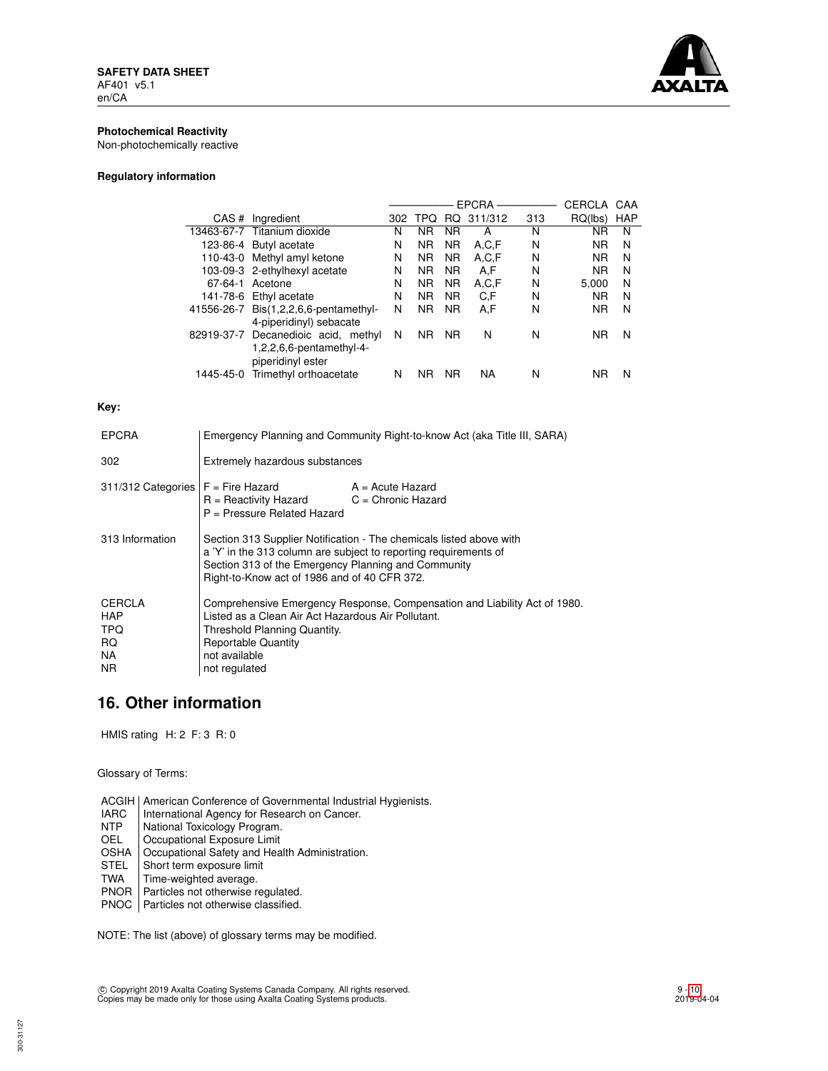**Photochemical Reactivity**
Non-photochemically reactive

**Regulatory information**

| | | EPCRA | | | | | CERCLA | CAA |
|---|---|---|---|---|---|---|---|---|
| CAS # | Ingredient | 302 | TPQ | RQ | 311/312 | 313 | RQ(lbs) | HAP |
| 13463-67-7 | Titanium dioxide | N | NR | NR | A | N | NR | N |
| 123-86-4 | Butyl acetate | N | NR | NR | A,C,F | N | NR | N |
| 110-43-0 | Methyl amyl ketone | N | NR | NR | A,C,F | N | NR | N |
| 103-09-3 | 2-ethylhexyl acetate | N | NR | NR | A,F | N | NR | N |
| 67-64-1 | Acetone | N | NR | NR | A,C,F | N | 5,000 | N |
| 141-78-6 | Ethyl acetate | N | NR | NR | C,F | N | NR | N |
| 41556-26-7 | Bis(1,2,2,6,6-pentamethyl-4-piperidinyl) sebacate | N | NR | NR | A,F | N | NR | N |
| 82919-37-7 | Decanedioic acid, methyl 1,2,2,6,6-pentamethyl-4-piperidinyl ester | N | NR | NR | N | N | NR | N |
| 1445-45-0 | Trimethyl orthoacetate | N | NR | NR | NA | N | NR | N |

**Key:**

| | |
|---|---|
| EPCRA | Emergency Planning and Community Right-to-know Act (aka Title III, SARA) |
| 302 | Extremely hazardous substances |
| 311/312 Categories | F = Fire Hazard; A = Acute Hazard; R = Reactivity Hazard; C = Chronic Hazard; P = Pressure Related Hazard |
| 313 Information | Section 313 Supplier Notification - The chemicals listed above with a 'Y' in the 313 column are subject to reporting requirements of Section 313 of the Emergency Planning and Community Right-to-Know act of 1986 and of 40 CFR 372. |
| CERCLA | Comprehensive Emergency Response, Compensation and Liability Act of 1980. |
| HAP | Listed as a Clean Air Act Hazardous Air Pollutant. |
| TPQ | Threshold Planning Quantity. |
| RQ | Reportable Quantity |
| NA | not available |
| NR | not regulated |

## 16. Other information

HMIS rating H: 2 F: 3 R: 0

Glossary of Terms:

| | |
|---|---|
| ACGIH | American Conference of Governmental Industrial Hygienists. |
| IARC | International Agency for Research on Cancer. |
| NTP | National Toxicology Program. |
| OEL | Occupational Exposure Limit |
| OSHA | Occupational Safety and Health Administration. |
| STEL | Short term exposure limit |
| TWA | Time-weighted average. |
| PNOR | Particles not otherwise regulated. |
| PNOC | Particles not otherwise classified. |

NOTE: The list (above) of glossary terms may be modified.

© Copyright 2019 Axalta Coating Systems Canada Company. All rights reserved.
Copies may be made only for those using Axalta Coating Systems products.

2019-04-04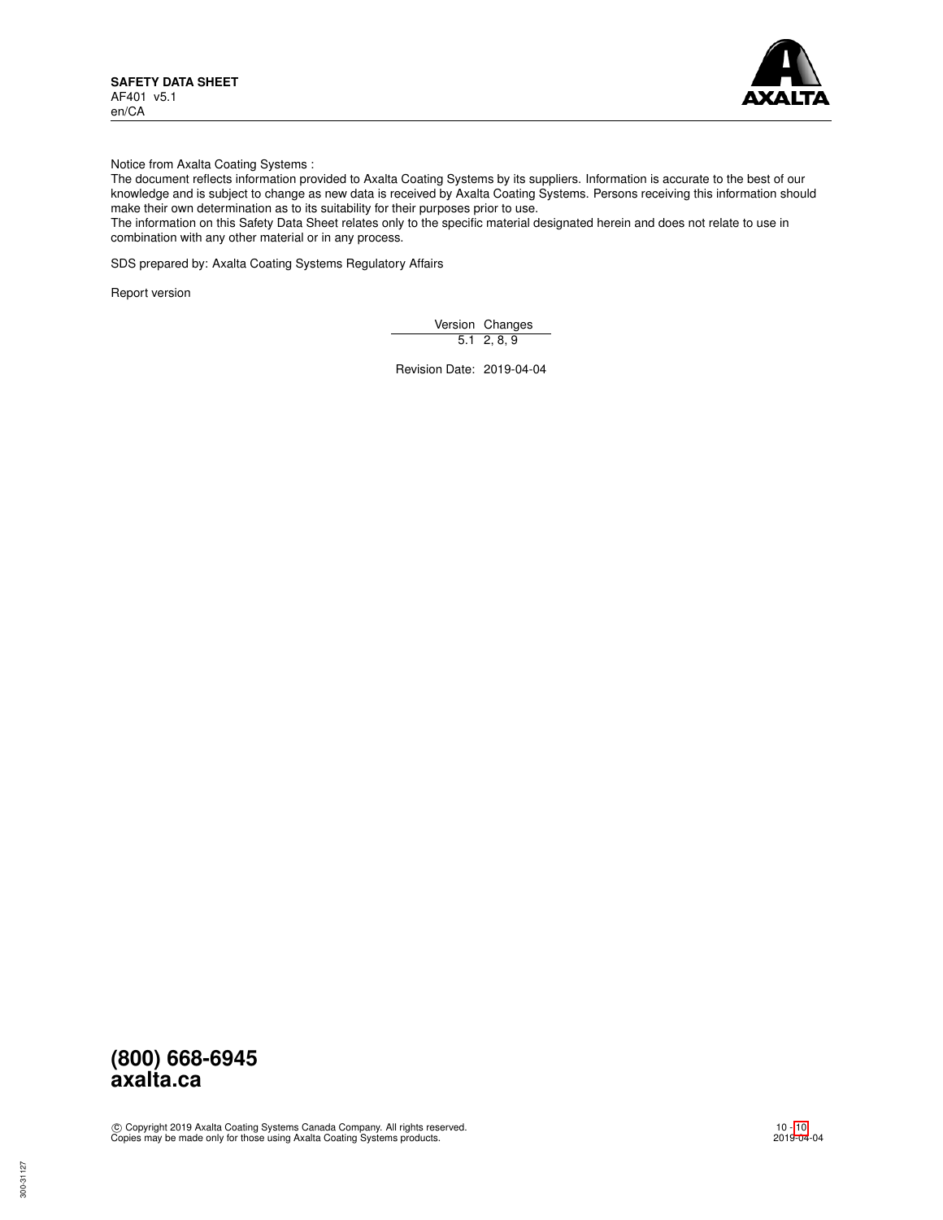Notice from Axalta Coating Systems :
The document reflects information provided to Axalta Coating Systems by its suppliers. Information is accurate to the best of our knowledge and is subject to change as new data is received by Axalta Coating Systems. Persons receiving this information should make their own determination as to its suitability for their purposes prior to use.
The information on this Safety Data Sheet relates only to the specific material designated herein and does not relate to use in combination with any other material or in any process.

SDS prepared by: Axalta Coating Systems Regulatory Affairs

Report version

| Version | Changes |
|---|---|
| 5.1 | 2, 8, 9 |

Revision Date: 2019-04-04

**(800) 668-6945**
**axalta.ca**

© Copyright 2019 Axalta Coating Systems Canada Company. All rights reserved.
Copies may be made only for those using Axalta Coating Systems products.